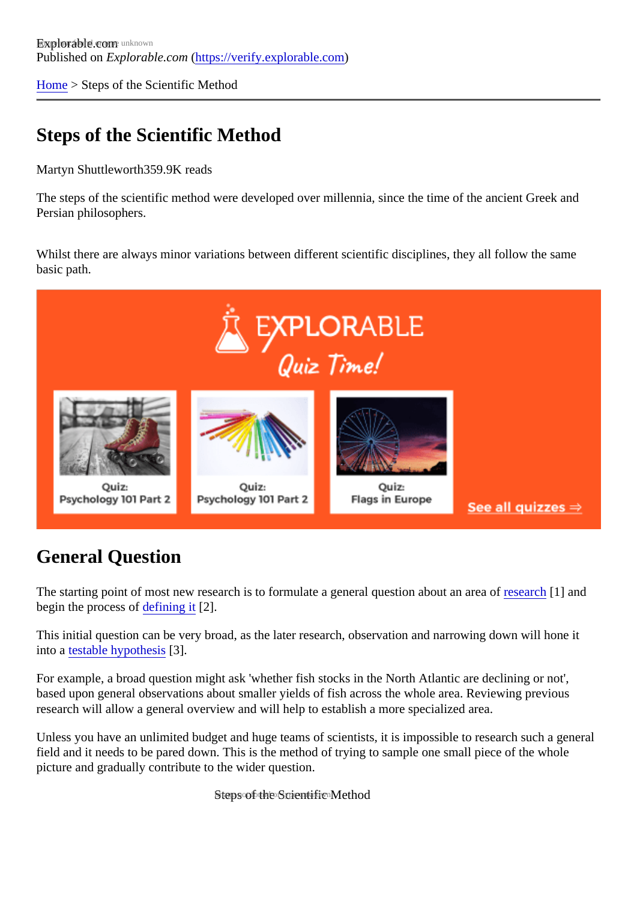Explorable.com
Published on *Explorable.com* (https://verify.explorable.com)

Home > Steps of the Scientific Method

# Steps of the Scientific Method

Martyn Shuttleworth359.9K reads

The steps of the scientific method were developed over millennia, since the time of the ancient Greek and Persian philosophers.

Whilst there are always minor variations between different scientific disciplines, they all follow the same basic path.

## General Question

The starting point of most new research is to formulate a general question about an area of research [1] and begin the process of defining it [2].

This initial question can be very broad, as the later research, observation and narrowing down will hone it into a testable hypothesis [3].

For example, a broad question might ask 'whether fish stocks in the North Atlantic are declining or not', based upon general observations about smaller yields of fish across the whole area. Reviewing previous research will allow a general overview and will help to establish a more specialized area.

Unless you have an unlimited budget and huge teams of scientists, it is impossible to research such a general field and it needs to be pared down. This is the method of trying to sample one small piece of the whole picture and gradually contribute to the wider question.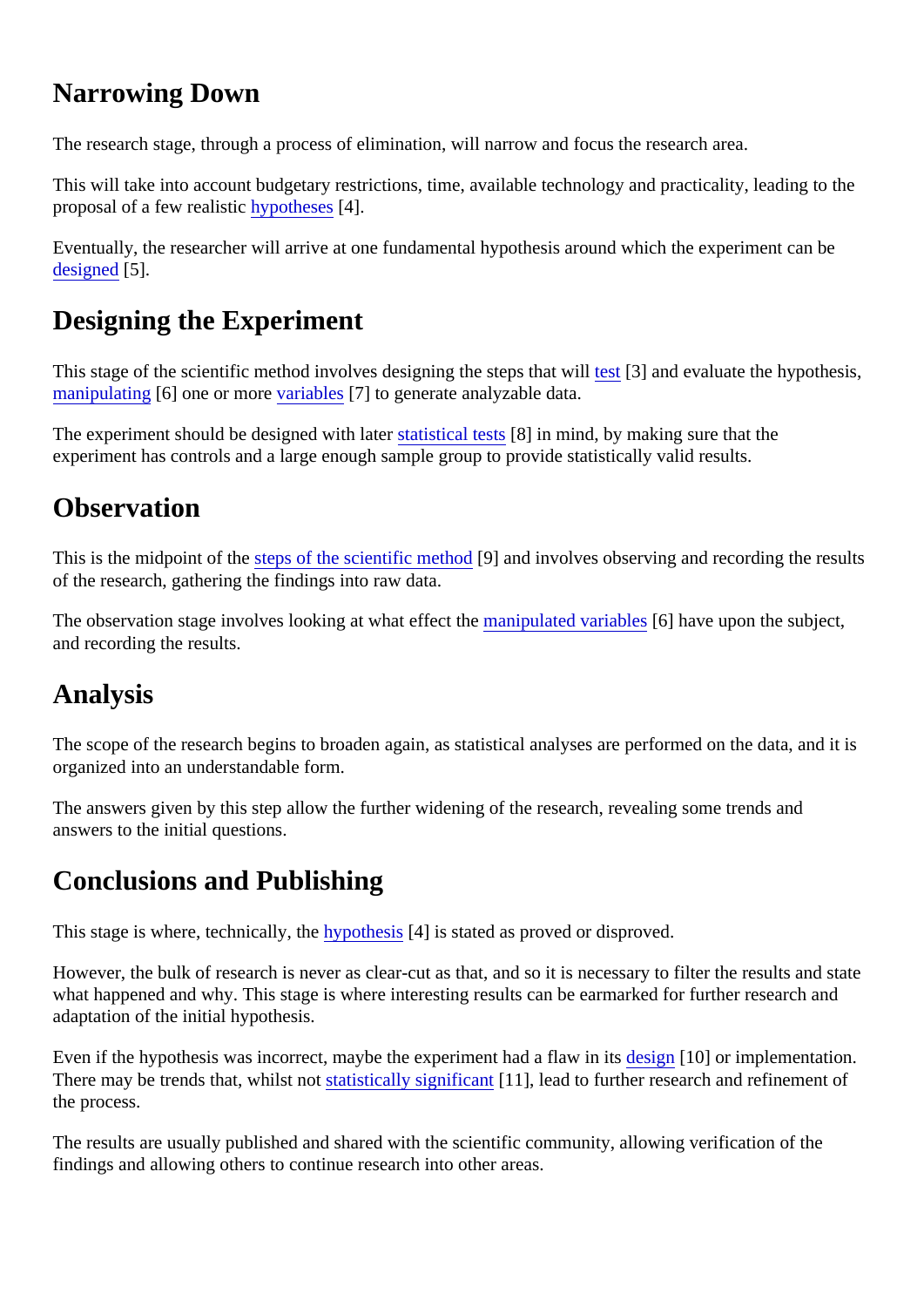## Narrowing Down

The research stage, through a process of elimination, will narrow and focus the research area.

This will take into account budgetary restrictions, time, available technology and practicality, leading to the proposal of a few realistic hypotheses [4].

Eventually, the researcher will arrive at one fundamental hypothesis around which the experiment can be designed [5].

## Designing the Experiment

This stage of the scientific method involves designing the steps that will test [3] and evaluate the hypothesis, manipulating [6] one or more variables [7] to generate analyzable data.

The experiment should be designed with later statistical tests [8] in mind, by making sure that the experiment has controls and a large enough sample group to provide statistically valid results.

## Observation

This is the midpoint of the steps of the scientific method [9] and involves observing and recording the results of the research, gathering the findings into raw data.

The observation stage involves looking at what effect the manipulated variables [6] have upon the subject, and recording the results.

## Analysis

The scope of the research begins to broaden again, as statistical analyses are performed on the data, and it is organized into an understandable form.

The answers given by this step allow the further widening of the research, revealing some trends and answers to the initial questions.

## Conclusions and Publishing

This stage is where, technically, the hypothesis [4] is stated as proved or disproved.

However, the bulk of research is never as clear-cut as that, and so it is necessary to filter the results and state what happened and why. This stage is where interesting results can be earmarked for further research and adaptation of the initial hypothesis.

Even if the hypothesis was incorrect, maybe the experiment had a flaw in its design [10] or implementation. There may be trends that, whilst not statistically significant [11], lead to further research and refinement of the process.

The results are usually published and shared with the scientific community, allowing verification of the findings and allowing others to continue research into other areas.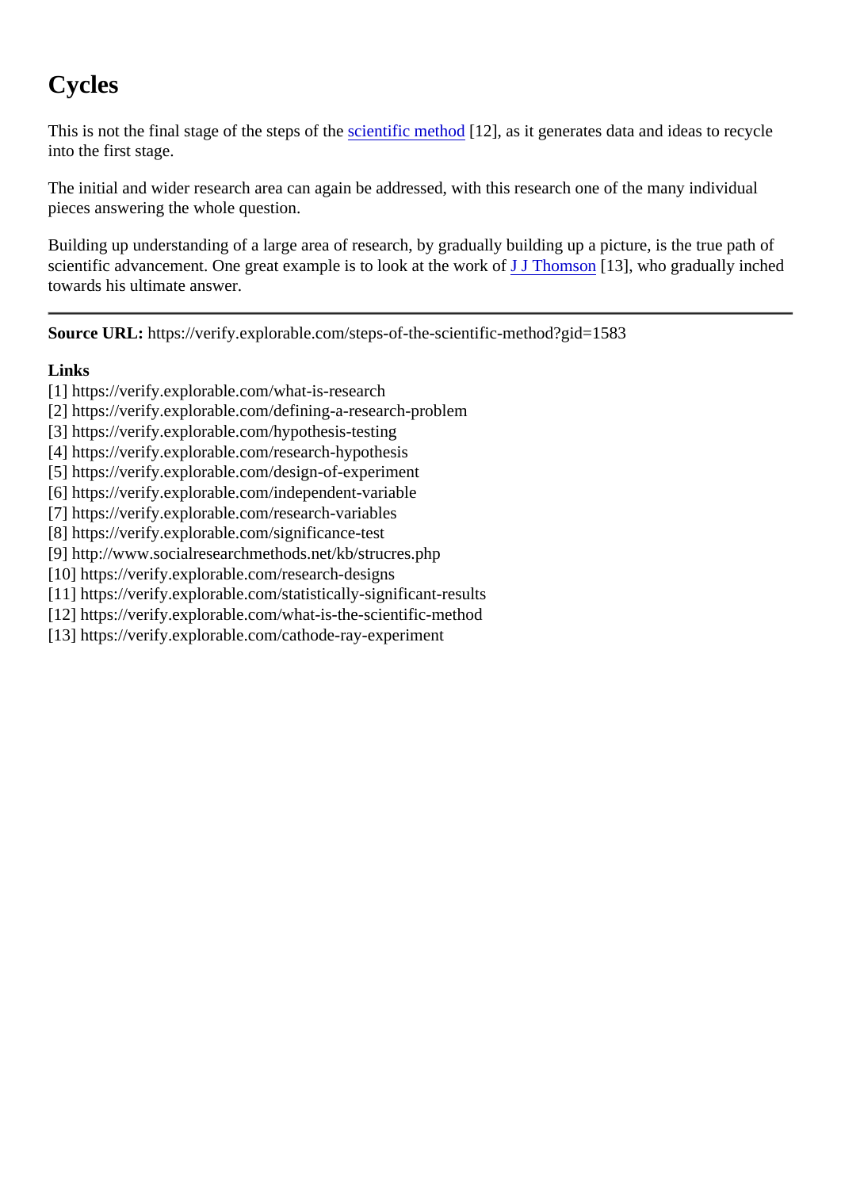## Cycles

This is not the final stage of the steps of the scientific method [12], as it generates data and ideas to recycle into the first stage.

The initial and wider research area can again be addressed, with this research one of the many individual pieces answering the whole question.

Building up understanding of a large area of research, by gradually building up a picture, is the true path of scientific advancement. One great example is to look at the work of J J Thomson [13], who gradually inched towards his ultimate answer.

---

**Source URL:** https://verify.explorable.com/steps-of-the-scientific-method?gid=1583

**Links**
[1] https://verify.explorable.com/what-is-research
[2] https://verify.explorable.com/defining-a-research-problem
[3] https://verify.explorable.com/hypothesis-testing
[4] https://verify.explorable.com/research-hypothesis
[5] https://verify.explorable.com/design-of-experiment
[6] https://verify.explorable.com/independent-variable
[7] https://verify.explorable.com/research-variables
[8] https://verify.explorable.com/significance-test
[9] http://www.socialresearchmethods.net/kb/strucres.php
[10] https://verify.explorable.com/research-designs
[11] https://verify.explorable.com/statistically-significant-results
[12] https://verify.explorable.com/what-is-the-scientific-method
[13] https://verify.explorable.com/cathode-ray-experiment